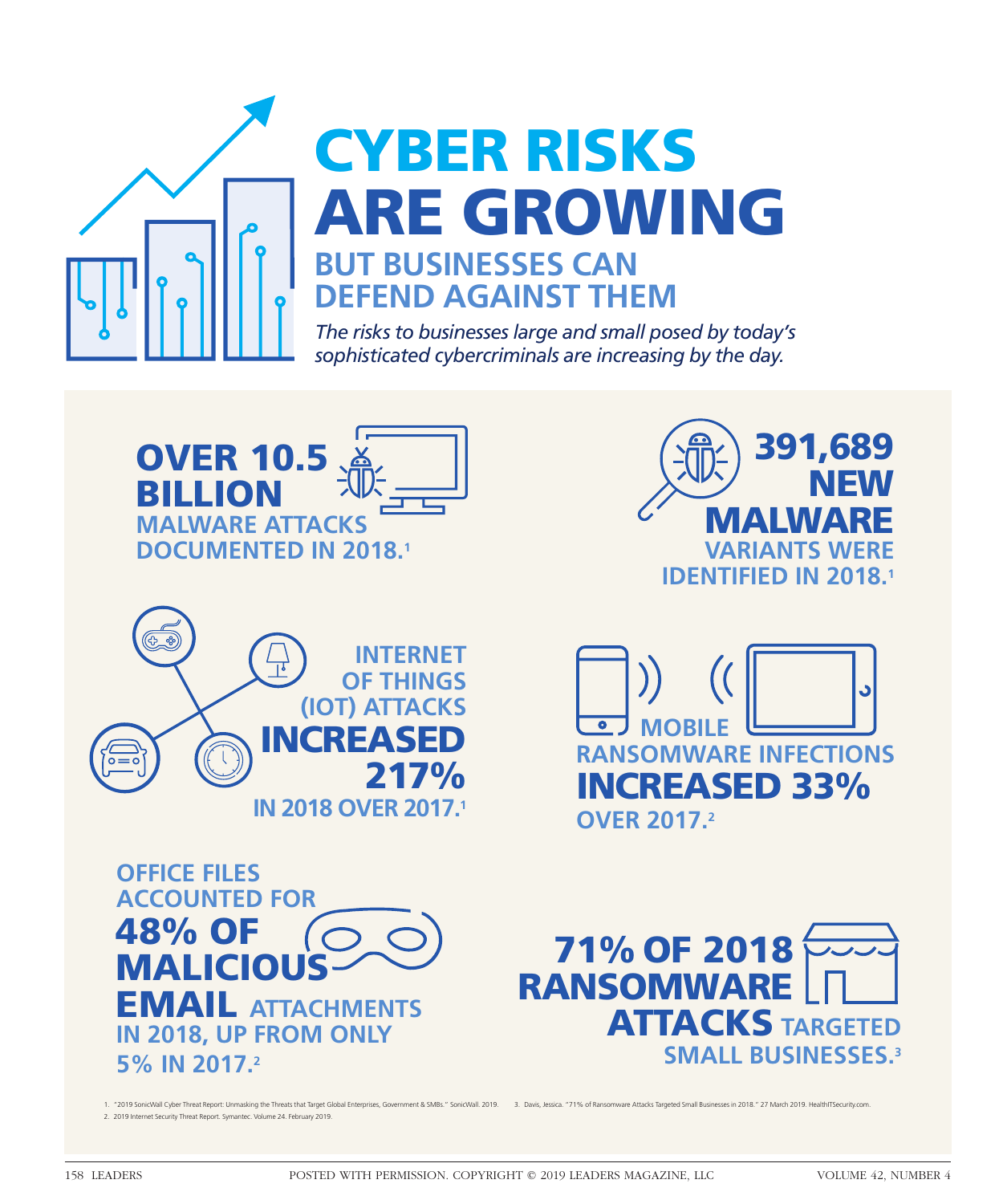# CYBER RISKS ARE GROWING

## BUT BUSINESSES CAN DEFEND AGAINST THEM

*The risks to businesses large and small posed by today's sophisticated cybercriminals are increasing by the day.*

**OVER 10.5 BILLION** MALWARE ATTACKS DOCUMENTED IN 2018.[1]

**391,689 NEW MALWARE** VARIANTS WERE IDENTIFIED IN 2018.[1]

INTERNET OF THINGS (IOT) ATTACKS **INCREASED 217%** IN 2018 OVER 2017.[1]

MOBILE RANSOMWARE INFECTIONS **INCREASED 33%** OVER 2017.[2]

OFFICE FILES ACCOUNTED FOR **48% OF MALICIOUS EMAIL** ATTACHMENTS IN 2018, UP FROM ONLY 5% IN 2017.[2]

**71% OF 2018 RANSOMWARE ATTACKS** TARGETED SMALL BUSINESSES.[3]

1. "2019 SonicWall Cyber Threat Report: Unmasking the Threats that Target Global Enterprises, Government & SMBs." SonicWall. 2019.
2. 2019 Internet Security Threat Report. Symantec. Volume 24. February 2019.
3. Davis, Jessica. "71% of Ransomware Attacks Targeted Small Businesses in 2018." 27 March 2019. HealthITSecurity.com.

POSTED WITH PERMISSION. COPYRIGHT © 2019 LEADERS MAGAZINE, LLC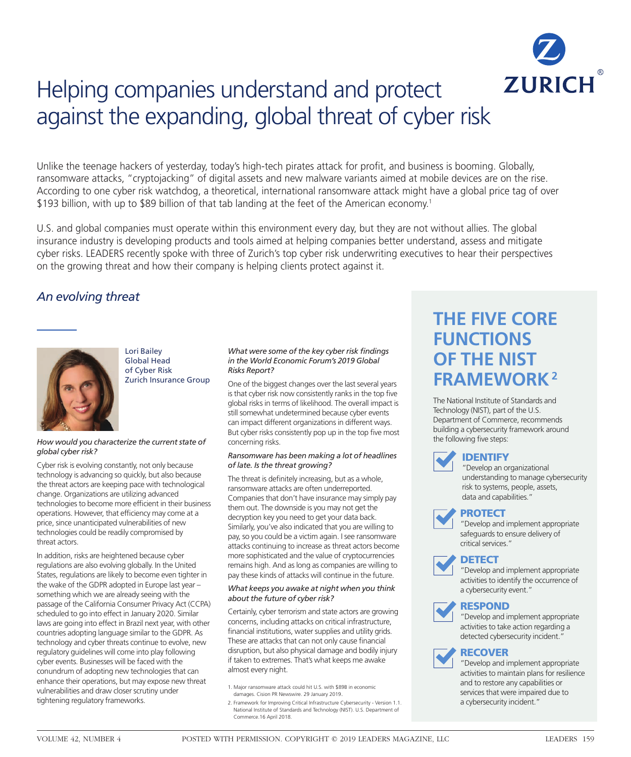# Helping companies understand and protect against the expanding, global threat of cyber risk

Unlike the teenage hackers of yesterday, today's high-tech pirates attack for profit, and business is booming. Globally, ransomware attacks, "cryptojacking" of digital assets and new malware variants aimed at mobile devices are on the rise. According to one cyber risk watchdog, a theoretical, international ransomware attack might have a global price tag of over $193 billion, with up to $89 billion of that tab landing at the feet of the American economy.[1]

U.S. and global companies must operate within this environment every day, but they are not without allies. The global insurance industry is developing products and tools aimed at helping companies better understand, assess and mitigate cyber risks. LEADERS recently spoke with three of Zurich's top cyber risk underwriting executives to hear their perspectives on the growing threat and how their company is helping clients protect against it.

## *An evolving threat*

Lori Bailey
Global Head
of Cyber Risk
Zurich Insurance Group

*How would you characterize the current state of global cyber risk?*

Cyber risk is evolving constantly, not only because technology is advancing so quickly, but also because the threat actors are keeping pace with technological change. Organizations are utilizing advanced technologies to become more efficient in their business operations. However, that efficiency may come at a price, since unanticipated vulnerabilities of new technologies could be readily compromised by threat actors.

In addition, risks are heightened because cyber regulations are also evolving globally. In the United States, regulations are likely to become even tighter in the wake of the GDPR adopted in Europe last year – something which we are already seeing with the passage of the California Consumer Privacy Act (CCPA) scheduled to go into effect in January 2020. Similar laws are going into effect in Brazil next year, with other countries adopting language similar to the GDPR. As technology and cyber threats continue to evolve, new regulatory guidelines will come into play following cyber events. Businesses will be faced with the conundrum of adopting new technologies that can enhance their operations, but may expose new threat vulnerabilities and draw closer scrutiny under tightening regulatory frameworks.

*What were some of the key cyber risk findings in the World Economic Forum's 2019 Global Risks Report?*

One of the biggest changes over the last several years is that cyber risk now consistently ranks in the top five global risks in terms of likelihood. The overall impact is still somewhat undetermined because cyber events can impact different organizations in different ways. But cyber risks consistently pop up in the top five most concerning risks.

*Ransomware has been making a lot of headlines of late. Is the threat growing?*

The threat is definitely increasing, but as a whole, ransomware attacks are often underreported. Companies that don't have insurance may simply pay them out. The downside is you may not get the decryption key you need to get your data back. Similarly, you've also indicated that you are willing to pay, so you could be a victim again. I see ransomware attacks continuing to increase as threat actors become more sophisticated and the value of cryptocurrencies remains high. And as long as companies are willing to pay these kinds of attacks will continue in the future.

*What keeps you awake at night when you think about the future of cyber risk?*

Certainly, cyber terrorism and state actors are growing concerns, including attacks on critical infrastructure, financial institutions, water supplies and utility grids. These are attacks that can not only cause financial disruption, but also physical damage and bodily injury if taken to extremes. That's what keeps me awake almost every night.

## THE FIVE CORE FUNCTIONS OF THE NIST FRAMEWORK[2]

The National Institute of Standards and Technology (NIST), part of the U.S. Department of Commerce, recommends building a cybersecurity framework around the following five steps:

**IDENTIFY**
"Develop an organizational understanding to manage cybersecurity risk to systems, people, assets, data and capabilities."

**PROTECT**
"Develop and implement appropriate safeguards to ensure delivery of critical services."

**DETECT**
"Develop and implement appropriate activities to identify the occurrence of a cybersecurity event."

**RESPOND**
"Develop and implement appropriate activities to take action regarding a detected cybersecurity incident."

**RECOVER**
"Develop and implement appropriate activities to maintain plans for resilience and to restore any capabilities or services that were impaired due to a cybersecurity incident."

1. Major ransomware attack could hit U.S. with $89B in economic damages. Cision PR Newswire. 29 January 2019.
2. Framework for Improving Critical Infrastructure Cybersecurity - Version 1.1. National Institute of Standards and Technology (NIST). U.S. Department of Commerce.16 April 2018.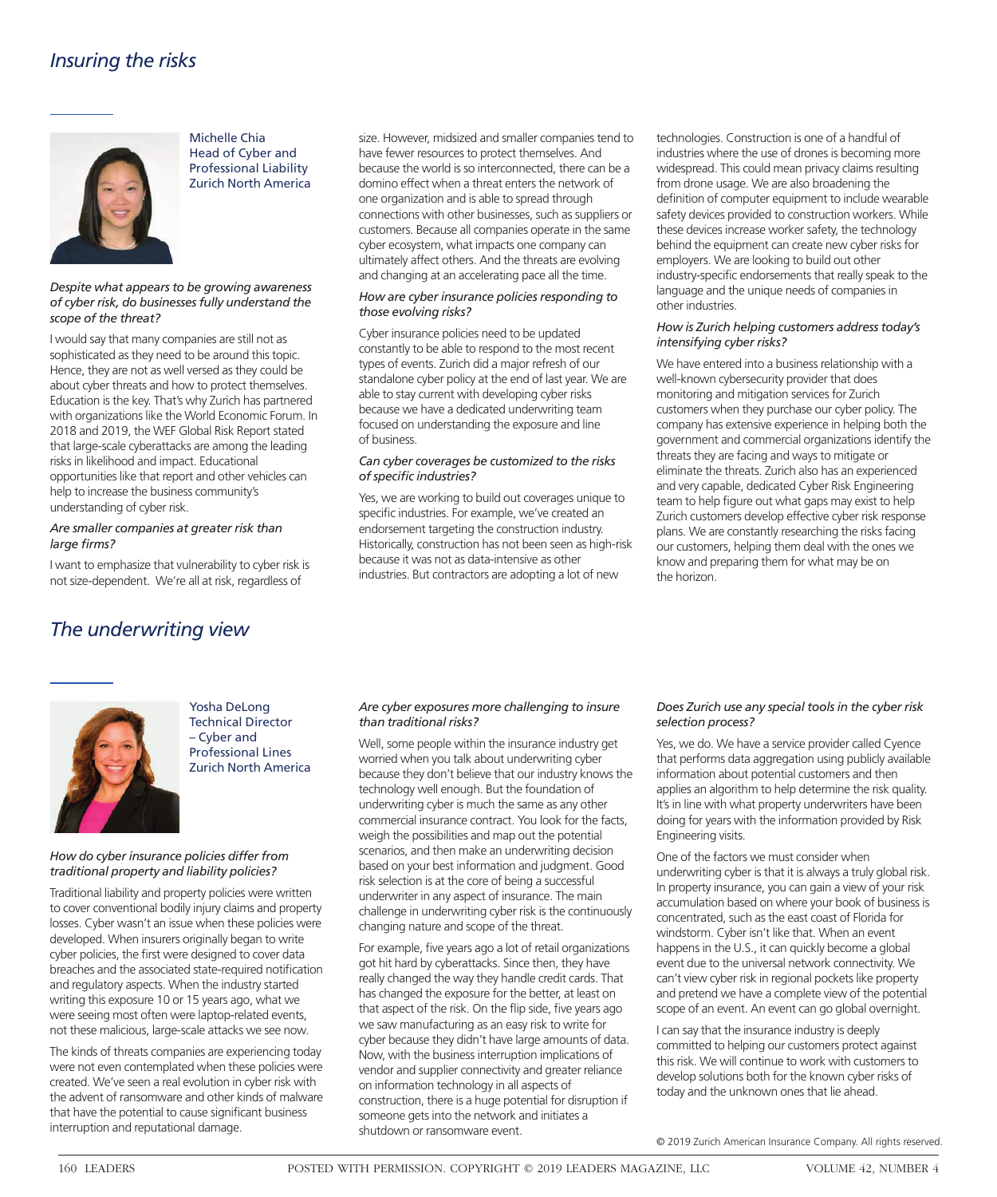## Insuring the risks

Michelle Chia
Head of Cyber and Professional Liability
Zurich North America

*Despite what appears to be growing awareness of cyber risk, do businesses fully understand the scope of the threat?*

I would say that many companies are still not as sophisticated as they need to be around this topic. Hence, they are not as well versed as they could be about cyber threats and how to protect themselves. Education is the key. That's why Zurich has partnered with organizations like the World Economic Forum. In 2018 and 2019, the WEF Global Risk Report stated that large-scale cyberattacks are among the leading risks in likelihood and impact. Educational opportunities like that report and other vehicles can help to increase the business community's understanding of cyber risk.

*Are smaller companies at greater risk than large firms?*

I want to emphasize that vulnerability to cyber risk is not size-dependent. We're all at risk, regardless of size. However, midsized and smaller companies tend to have fewer resources to protect themselves. And because the world is so interconnected, there can be a domino effect when a threat enters the network of one organization and is able to spread through connections with other businesses, such as suppliers or customers. Because all companies operate in the same cyber ecosystem, what impacts one company can ultimately affect others. And the threats are evolving and changing at an accelerating pace all the time.

*How are cyber insurance policies responding to those evolving risks?*

Cyber insurance policies need to be updated constantly to be able to respond to the most recent types of events. Zurich did a major refresh of our standalone cyber policy at the end of last year. We are able to stay current with developing cyber risks because we have a dedicated underwriting team focused on understanding the exposure and line of business.

*Can cyber coverages be customized to the risks of specific industries?*

Yes, we are working to build out coverages unique to specific industries. For example, we've created an endorsement targeting the construction industry. Historically, construction has not been seen as high-risk because it was not as data-intensive as other industries. But contractors are adopting a lot of new technologies. Construction is one of a handful of industries where the use of drones is becoming more widespread. This could mean privacy claims resulting from drone usage. We are also broadening the definition of computer equipment to include wearable safety devices provided to construction workers. While these devices increase worker safety, the technology behind the equipment can create new cyber risks for employers. We are looking to build out other industry-specific endorsements that really speak to the language and the unique needs of companies in other industries.

*How is Zurich helping customers address today's intensifying cyber risks?*

We have entered into a business relationship with a well-known cybersecurity provider that does monitoring and mitigation services for Zurich customers when they purchase our cyber policy. The company has extensive experience in helping both the government and commercial organizations identify the threats they are facing and ways to mitigate or eliminate the threats. Zurich also has an experienced and very capable, dedicated Cyber Risk Engineering team to help figure out what gaps may exist to help Zurich customers develop effective cyber risk response plans. We are constantly researching the risks facing our customers, helping them deal with the ones we know and preparing them for what may be on the horizon.

## The underwriting view

Yosha DeLong
Technical Director – Cyber and Professional Lines
Zurich North America

*How do cyber insurance policies differ from traditional property and liability policies?*

Traditional liability and property policies were written to cover conventional bodily injury claims and property losses. Cyber wasn't an issue when these policies were developed. When insurers originally began to write cyber policies, the first were designed to cover data breaches and the associated state-required notification and regulatory aspects. When the industry started writing this exposure 10 or 15 years ago, what we were seeing most often were laptop-related events, not these malicious, large-scale attacks we see now.

The kinds of threats companies are experiencing today were not even contemplated when these policies were created. We've seen a real evolution in cyber risk with the advent of ransomware and other kinds of malware that have the potential to cause significant business interruption and reputational damage.

*Are cyber exposures more challenging to insure than traditional risks?*

Well, some people within the insurance industry get worried when you talk about underwriting cyber because they don't believe that our industry knows the technology well enough. But the foundation of underwriting cyber is much the same as any other commercial insurance contract. You look for the facts, weigh the possibilities and map out the potential scenarios, and then make an underwriting decision based on your best information and judgment. Good risk selection is at the core of being a successful underwriter in any aspect of insurance. The main challenge in underwriting cyber risk is the continuously changing nature and scope of the threat.

For example, five years ago a lot of retail organizations got hit hard by cyberattacks. Since then, they have really changed the way they handle credit cards. That has changed the exposure for the better, at least on that aspect of the risk. On the flip side, five years ago we saw manufacturing as an easy risk to write for cyber because they didn't have large amounts of data. Now, with the business interruption implications of vendor and supplier connectivity and greater reliance on information technology in all aspects of construction, there is a huge potential for disruption if someone gets into the network and initiates a shutdown or ransomware event.

*Does Zurich use any special tools in the cyber risk selection process?*

Yes, we do. We have a service provider called Cyence that performs data aggregation using publicly available information about potential customers and then applies an algorithm to help determine the risk quality. It's in line with what property underwriters have been doing for years with the information provided by Risk Engineering visits.

One of the factors we must consider when underwriting cyber is that it is always a truly global risk. In property insurance, you can gain a view of your risk accumulation based on where your book of business is concentrated, such as the east coast of Florida for windstorm. Cyber isn't like that. When an event happens in the U.S., it can quickly become a global event due to the universal network connectivity. We can't view cyber risk in regional pockets like property and pretend we have a complete view of the potential scope of an event. An event can go global overnight.

I can say that the insurance industry is deeply committed to helping our customers protect against this risk. We will continue to work with customers to develop solutions both for the known cyber risks of today and the unknown ones that lie ahead.

© 2019 Zurich American Insurance Company. All rights reserved.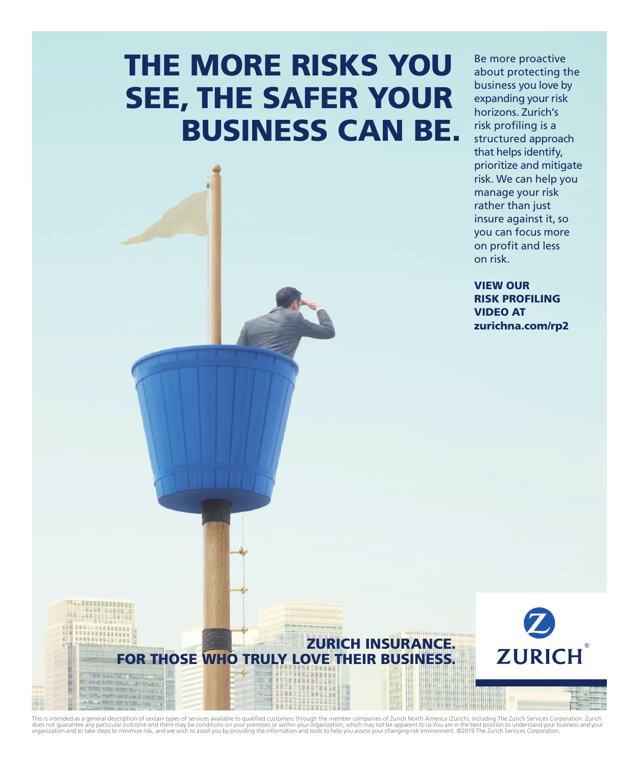# THE MORE RISKS YOU SEE, THE SAFER YOUR BUSINESS CAN BE.

Be more proactive about protecting the business you love by expanding your risk horizons. Zurich's risk profiling is a structured approach that helps identify, prioritize and mitigate risk. We can help you manage your risk rather than just insure against it, so you can focus more on profit and less on risk.

**VIEW OUR RISK PROFILING VIDEO AT zurichna.com/rp2**

**ZURICH INSURANCE.**
**FOR THOSE WHO TRULY LOVE THEIR BUSINESS.**

ZURICH®

This is intended as a general description of certain types of services available to qualified customers through the member companies of Zurich North America (Zurich), including The Zurich Services Corporation. Zurich does not guarantee any particular outcome and there may be conditions on your premises or within your organization, which may not be apparent to us.You are in the best position to understand your business and your organization and to take steps to minimize risk, and we wish to assist you by providing the information and tools to help you assess your changing risk environment. ©2019 The Zurich Services Corporation.